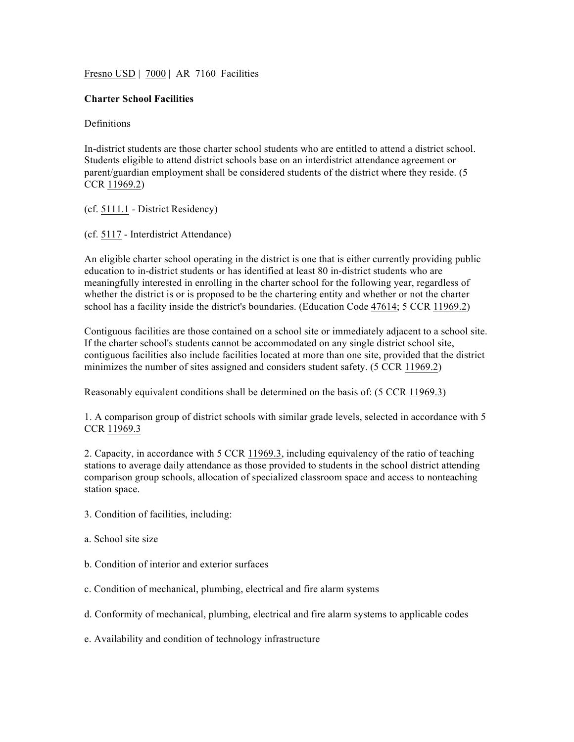Fresno USD | 7000 | AR 7160 Facilities

**Charter School Facilities**

Definitions

In-district students are those charter school students who are entitled to attend a district school. Students eligible to attend district schools base on an interdistrict attendance agreement or parent/guardian employment shall be considered students of the district where they reside. (5 CCR 11969.2)

(cf. 5111.1 - District Residency)

(cf. 5117 - Interdistrict Attendance)

An eligible charter school operating in the district is one that is either currently providing public education to in-district students or has identified at least 80 in-district students who are meaningfully interested in enrolling in the charter school for the following year, regardless of whether the district is or is proposed to be the chartering entity and whether or not the charter school has a facility inside the district's boundaries. (Education Code 47614; 5 CCR 11969.2)

Contiguous facilities are those contained on a school site or immediately adjacent to a school site. If the charter school's students cannot be accommodated on any single district school site, contiguous facilities also include facilities located at more than one site, provided that the district minimizes the number of sites assigned and considers student safety. (5 CCR 11969.2)

Reasonably equivalent conditions shall be determined on the basis of: (5 CCR 11969.3)

1. A comparison group of district schools with similar grade levels, selected in accordance with 5 CCR 11969.3

2. Capacity, in accordance with 5 CCR 11969.3, including equivalency of the ratio of teaching stations to average daily attendance as those provided to students in the school district attending comparison group schools, allocation of specialized classroom space and access to nonteaching station space.

3. Condition of facilities, including:

a. School site size

b. Condition of interior and exterior surfaces

c. Condition of mechanical, plumbing, electrical and fire alarm systems

d. Conformity of mechanical, plumbing, electrical and fire alarm systems to applicable codes

e. Availability and condition of technology infrastructure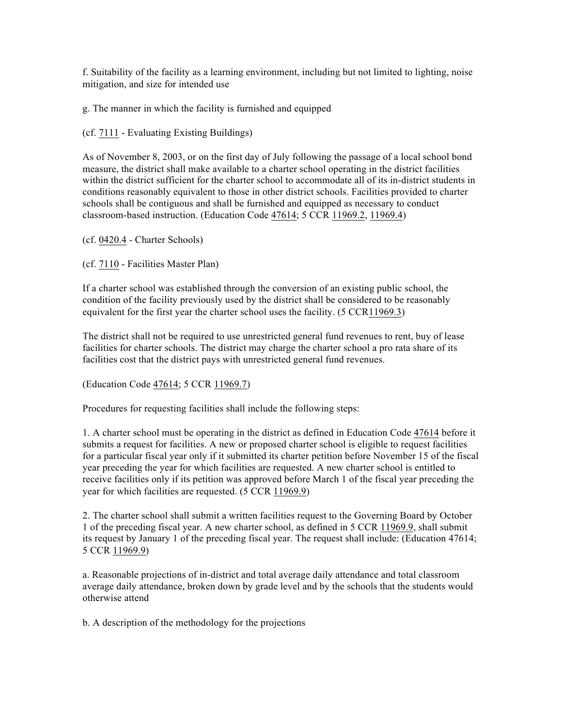f. Suitability of the facility as a learning environment, including but not limited to lighting, noise mitigation, and size for intended use

g. The manner in which the facility is furnished and equipped

(cf. 7111 - Evaluating Existing Buildings)

As of November 8, 2003, or on the first day of July following the passage of a local school bond measure, the district shall make available to a charter school operating in the district facilities within the district sufficient for the charter school to accommodate all of its in-district students in conditions reasonably equivalent to those in other district schools. Facilities provided to charter schools shall be contiguous and shall be furnished and equipped as necessary to conduct classroom-based instruction. (Education Code 47614; 5 CCR 11969.2, 11969.4)

(cf. 0420.4 - Charter Schools)

(cf. 7110 - Facilities Master Plan)

If a charter school was established through the conversion of an existing public school, the condition of the facility previously used by the district shall be considered to be reasonably equivalent for the first year the charter school uses the facility. (5 CCR11969.3)

The district shall not be required to use unrestricted general fund revenues to rent, buy of lease facilities for charter schools. The district may charge the charter school a pro rata share of its facilities cost that the district pays with unrestricted general fund revenues.

(Education Code 47614; 5 CCR 11969.7)

Procedures for requesting facilities shall include the following steps:

1. A charter school must be operating in the district as defined in Education Code 47614 before it submits a request for facilities. A new or proposed charter school is eligible to request facilities for a particular fiscal year only if it submitted its charter petition before November 15 of the fiscal year preceding the year for which facilities are requested. A new charter school is entitled to receive facilities only if its petition was approved before March 1 of the fiscal year preceding the year for which facilities are requested. (5 CCR 11969.9)

2. The charter school shall submit a written facilities request to the Governing Board by October 1 of the preceding fiscal year. A new charter school, as defined in 5 CCR 11969.9, shall submit its request by January 1 of the preceding fiscal year. The request shall include: (Education 47614; 5 CCR 11969.9)

a. Reasonable projections of in-district and total average daily attendance and total classroom average daily attendance, broken down by grade level and by the schools that the students would otherwise attend

b. A description of the methodology for the projections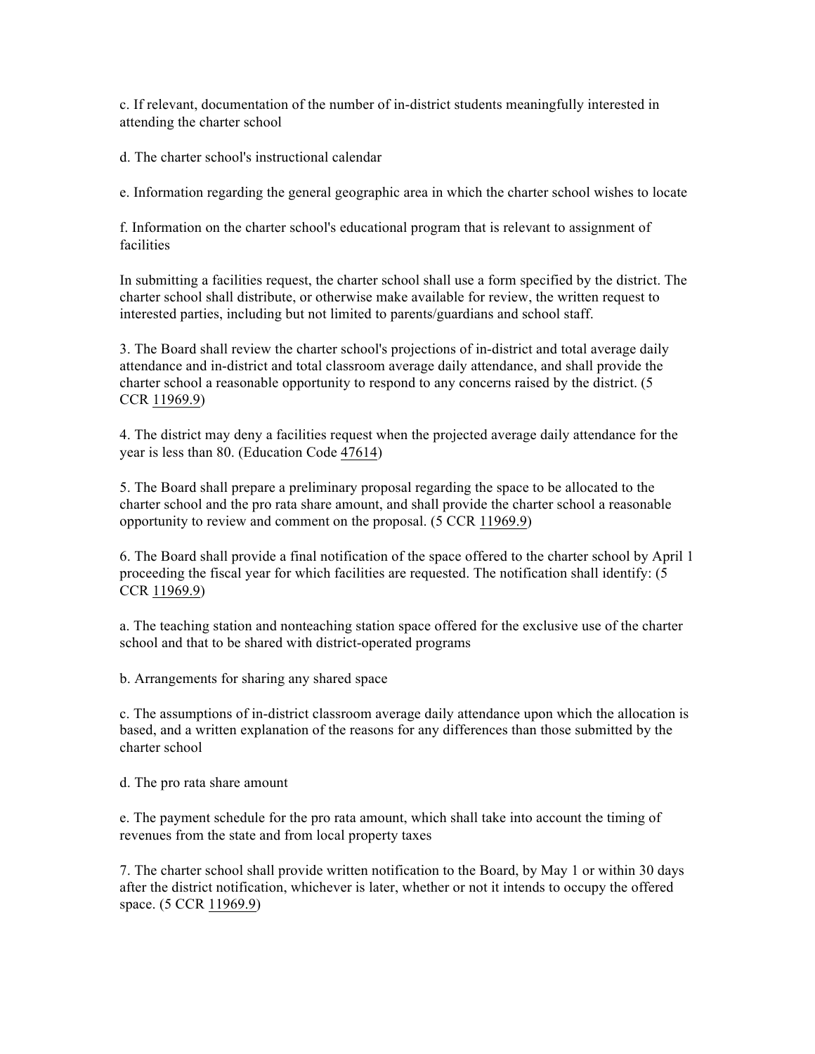c. If relevant, documentation of the number of in-district students meaningfully interested in attending the charter school

d. The charter school's instructional calendar

e. Information regarding the general geographic area in which the charter school wishes to locate

f. Information on the charter school's educational program that is relevant to assignment of facilities

In submitting a facilities request, the charter school shall use a form specified by the district. The charter school shall distribute, or otherwise make available for review, the written request to interested parties, including but not limited to parents/guardians and school staff.

3. The Board shall review the charter school's projections of in-district and total average daily attendance and in-district and total classroom average daily attendance, and shall provide the charter school a reasonable opportunity to respond to any concerns raised by the district. (5 CCR 11969.9)

4. The district may deny a facilities request when the projected average daily attendance for the year is less than 80. (Education Code 47614)

5. The Board shall prepare a preliminary proposal regarding the space to be allocated to the charter school and the pro rata share amount, and shall provide the charter school a reasonable opportunity to review and comment on the proposal. (5 CCR 11969.9)

6. The Board shall provide a final notification of the space offered to the charter school by April 1 proceeding the fiscal year for which facilities are requested. The notification shall identify: (5 CCR 11969.9)

a. The teaching station and nonteaching station space offered for the exclusive use of the charter school and that to be shared with district-operated programs

b. Arrangements for sharing any shared space

c. The assumptions of in-district classroom average daily attendance upon which the allocation is based, and a written explanation of the reasons for any differences than those submitted by the charter school

d. The pro rata share amount

e. The payment schedule for the pro rata amount, which shall take into account the timing of revenues from the state and from local property taxes

7. The charter school shall provide written notification to the Board, by May 1 or within 30 days after the district notification, whichever is later, whether or not it intends to occupy the offered space. (5 CCR 11969.9)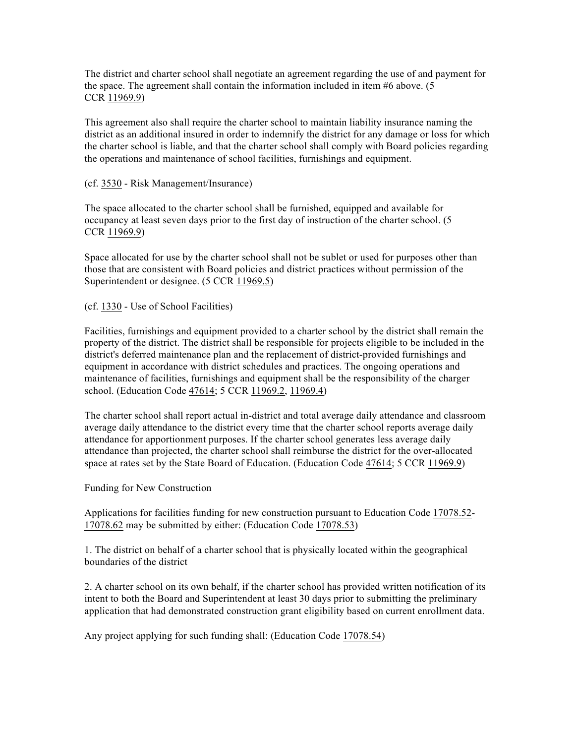The district and charter school shall negotiate an agreement regarding the use of and payment for the space. The agreement shall contain the information included in item #6 above. (5 CCR 11969.9)

This agreement also shall require the charter school to maintain liability insurance naming the district as an additional insured in order to indemnify the district for any damage or loss for which the charter school is liable, and that the charter school shall comply with Board policies regarding the operations and maintenance of school facilities, furnishings and equipment.

(cf. 3530 - Risk Management/Insurance)

The space allocated to the charter school shall be furnished, equipped and available for occupancy at least seven days prior to the first day of instruction of the charter school. (5 CCR 11969.9)

Space allocated for use by the charter school shall not be sublet or used for purposes other than those that are consistent with Board policies and district practices without permission of the Superintendent or designee. (5 CCR 11969.5)

(cf. 1330 - Use of School Facilities)

Facilities, furnishings and equipment provided to a charter school by the district shall remain the property of the district. The district shall be responsible for projects eligible to be included in the district's deferred maintenance plan and the replacement of district-provided furnishings and equipment in accordance with district schedules and practices. The ongoing operations and maintenance of facilities, furnishings and equipment shall be the responsibility of the charger school. (Education Code 47614; 5 CCR 11969.2, 11969.4)

The charter school shall report actual in-district and total average daily attendance and classroom average daily attendance to the district every time that the charter school reports average daily attendance for apportionment purposes. If the charter school generates less average daily attendance than projected, the charter school shall reimburse the district for the over-allocated space at rates set by the State Board of Education. (Education Code 47614; 5 CCR 11969.9)

Funding for New Construction

Applications for facilities funding for new construction pursuant to Education Code 17078.52-17078.62 may be submitted by either: (Education Code 17078.53)

1. The district on behalf of a charter school that is physically located within the geographical boundaries of the district

2. A charter school on its own behalf, if the charter school has provided written notification of its intent to both the Board and Superintendent at least 30 days prior to submitting the preliminary application that had demonstrated construction grant eligibility based on current enrollment data.

Any project applying for such funding shall: (Education Code 17078.54)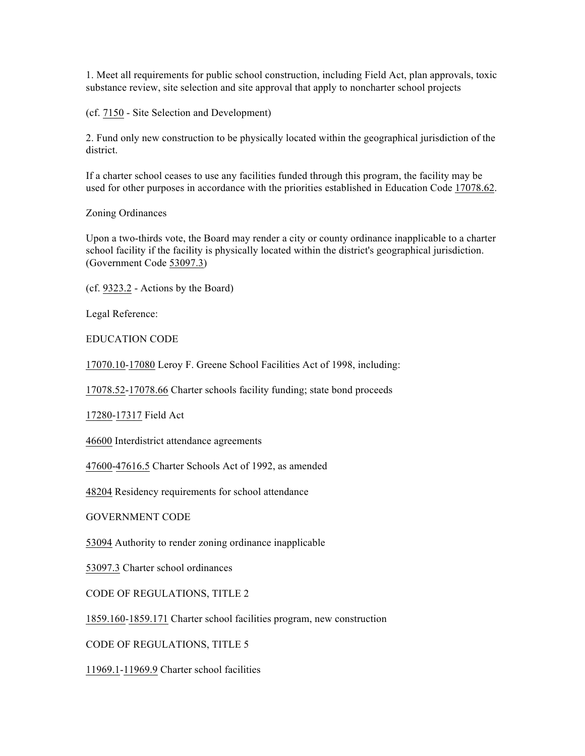1. Meet all requirements for public school construction, including Field Act, plan approvals, toxic substance review, site selection and site approval that apply to noncharter school projects

(cf. 7150 - Site Selection and Development)

2. Fund only new construction to be physically located within the geographical jurisdiction of the district.

If a charter school ceases to use any facilities funded through this program, the facility may be used for other purposes in accordance with the priorities established in Education Code 17078.62.

Zoning Ordinances

Upon a two-thirds vote, the Board may render a city or county ordinance inapplicable to a charter school facility if the facility is physically located within the district's geographical jurisdiction. (Government Code 53097.3)

(cf. 9323.2 - Actions by the Board)

Legal Reference:

EDUCATION CODE

17070.10-17080 Leroy F. Greene School Facilities Act of 1998, including:

17078.52-17078.66 Charter schools facility funding; state bond proceeds

17280-17317 Field Act

46600 Interdistrict attendance agreements

47600-47616.5 Charter Schools Act of 1992, as amended

48204 Residency requirements for school attendance

GOVERNMENT CODE

53094 Authority to render zoning ordinance inapplicable

53097.3 Charter school ordinances

CODE OF REGULATIONS, TITLE 2

1859.160-1859.171 Charter school facilities program, new construction

CODE OF REGULATIONS, TITLE 5

11969.1-11969.9 Charter school facilities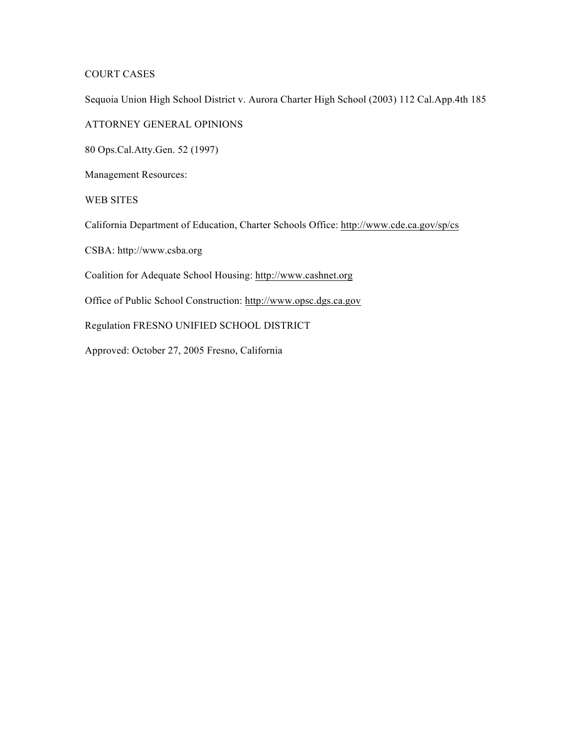COURT CASES

Sequoia Union High School District v. Aurora Charter High School (2003) 112 Cal.App.4th 185

ATTORNEY GENERAL OPINIONS

80 Ops.Cal.Atty.Gen. 52 (1997)

Management Resources:

WEB SITES

California Department of Education, Charter Schools Office: http://www.cde.ca.gov/sp/cs

CSBA: http://www.csba.org

Coalition for Adequate School Housing: http://www.cashnet.org

Office of Public School Construction: http://www.opsc.dgs.ca.gov

Regulation FRESNO UNIFIED SCHOOL DISTRICT

Approved: October 27, 2005 Fresno, California